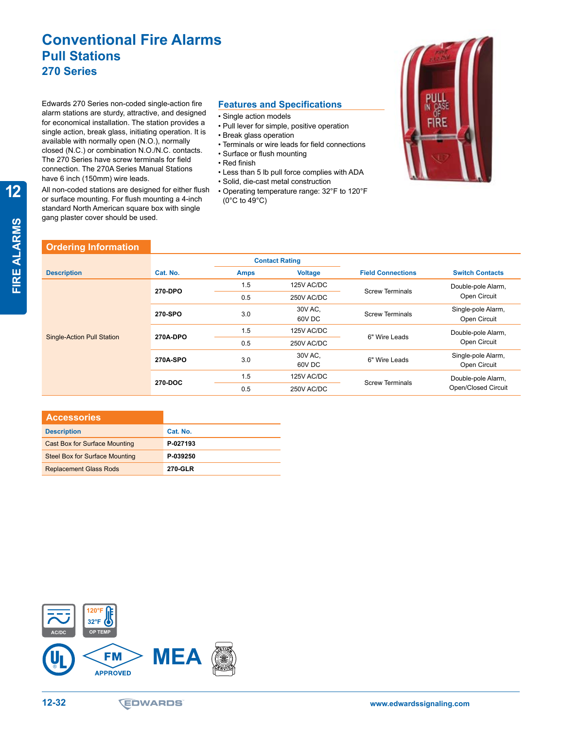# Conventional Fire Alarms

## Pull Stations

### 270 Series

Edwards 270 Series non-coded single-action fire alarm stations are sturdy, attractive, and designed for economical installation. The station provides a single action, break glass, initiating operation. It is available with normally open (N.O.), normally closed (N.C.) or combination N.O./N.C. contacts. The 270 Series have screw terminals for field connection. The 270A Series Manual Stations have 6 inch (150mm) wire leads.

All non-coded stations are designed for either flush or surface mounting. For flush mounting a 4-inch standard North American square box with single gang plaster cover should be used.

### Features and Specifications

- Single action models
- Pull lever for simple, positive operation
- Break glass operation
- Terminals or wire leads for field connections
- Surface or flush mounting
- Red finish
- Less than 5 lb pull force complies with ADA
- Solid, die-cast metal construction
- Operating temperature range: 32°F to 120°F (0°C to 49°C)

## Ordering Information

| Description | Cat. No. | Contact Rating | | Field Connections | Switch Contacts |
|---|---|---|---|---|---|
| | | Amps | Voltage | | |
| Single-Action Pull Station | 270-DPO | 1.5 | 125V AC/DC | Screw Terminals | Double-pole Alarm, Open Circuit |
| | | 0.5 | 250V AC/DC | | |
| | 270-SPO | 3.0 | 30V AC, 60V DC | Screw Terminals | Single-pole Alarm, Open Circuit |
| | 270A-DPO | 1.5 | 125V AC/DC | 6" Wire Leads | Double-pole Alarm, Open Circuit |
| | | 0.5 | 250V AC/DC | | |
| | 270A-SPO | 3.0 | 30V AC, 60V DC | 6" Wire Leads | Single-pole Alarm, Open Circuit |
| | 270-DOC | 1.5 | 125V AC/DC | Screw Terminals | Double-pole Alarm, Open/Closed Circuit |
| | | 0.5 | 250V AC/DC | | |

## Accessories

| Description | Cat. No. |
|---|---|
| Cast Box for Surface Mounting | P-027193 |
| Steel Box for Surface Mounting | P-039250 |
| Replacement Glass Rods | 270-GLR |

AC/DC | 120°F 32°F OP TEMP

FM APPROVED | MEA

www.edwardssignaling.com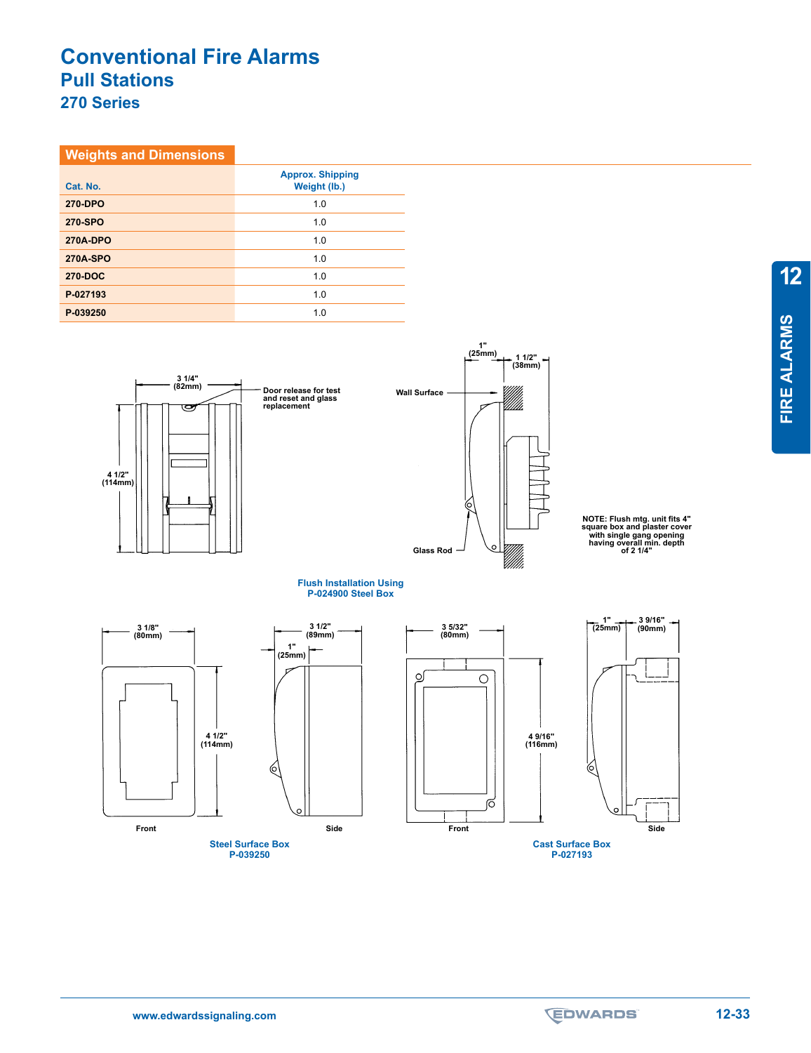# Conventional Fire Alarms

## Pull Stations

### 270 Series

#### Weights and Dimensions

| Cat. No. | Approx. Shipping Weight (lb.) |
|---|---|
| 270-DPO | 1.0 |
| 270-SPO | 1.0 |
| 270A-DPO | 1.0 |
| 270A-SPO | 1.0 |
| 270-DOC | 1.0 |
| P-027193 | 1.0 |
| P-039250 | 1.0 |

3 1/4" (82mm)

4 1/2" (114mm)

Door release for test and reset and glass replacement

1" (25mm)

1 1/2" (38mm)

Wall Surface

Glass Rod

NOTE: Flush mtg. unit fits 4" square box and plaster cover with single gang opening having overall min. depth of 2 1/4"

Flush Installation Using P-024900 Steel Box

3 1/8" (80mm)

4 1/2" (114mm)

3 1/2" (89mm)

1" (25mm)

Front

Side

Steel Surface Box P-039250

3 5/32" (80mm)

4 9/16" (116mm)

1" (25mm)

3 9/16" (90mm)

Front

Side

Cast Surface Box P-027193

www.edwardssignaling.com